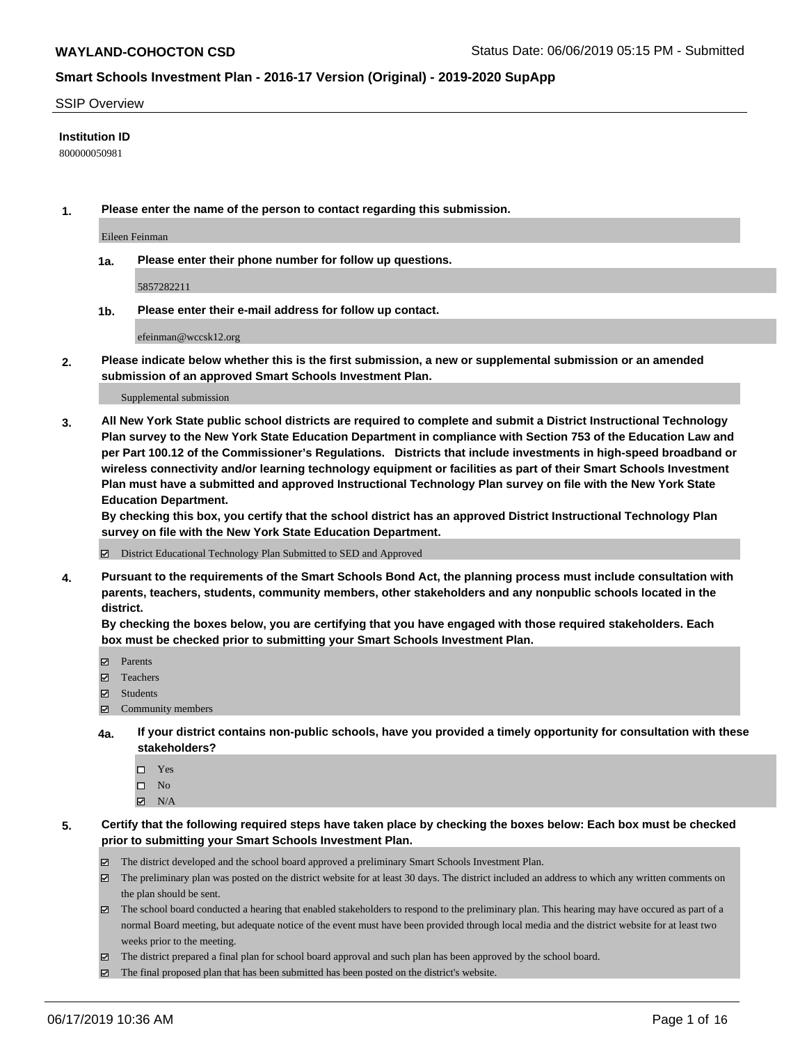# WAYLAND-COHOCTON CSD

Status Date: 06/06/2019 05:15 PM - Submitted

## Smart Schools Investment Plan - 2016-17 Version (Original) - 2019-2020 SupApp

SSIP Overview

**Institution ID**

800000050981

**1. Please enter the name of the person to contact regarding this submission.**

Eileen Feinman

**1a. Please enter their phone number for follow up questions.**

5857282211

**1b. Please enter their e-mail address for follow up contact.**

efeinman@wccsk12.org

**2. Please indicate below whether this is the first submission, a new or supplemental submission or an amended submission of an approved Smart Schools Investment Plan.**

Supplemental submission

**3. All New York State public school districts are required to complete and submit a District Instructional Technology Plan survey to the New York State Education Department in compliance with Section 753 of the Education Law and per Part 100.12 of the Commissioner's Regulations. Districts that include investments in high-speed broadband or wireless connectivity and/or learning technology equipment or facilities as part of their Smart Schools Investment Plan must have a submitted and approved Instructional Technology Plan survey on file with the New York State Education Department.**
**By checking this box, you certify that the school district has an approved District Instructional Technology Plan survey on file with the New York State Education Department.**

- [x] District Educational Technology Plan Submitted to SED and Approved

**4. Pursuant to the requirements of the Smart Schools Bond Act, the planning process must include consultation with parents, teachers, students, community members, other stakeholders and any nonpublic schools located in the district.**
**By checking the boxes below, you are certifying that you have engaged with those required stakeholders. Each box must be checked prior to submitting your Smart Schools Investment Plan.**

- [x] Parents
- [x] Teachers
- [x] Students
- [x] Community members

**4a. If your district contains non-public schools, have you provided a timely opportunity for consultation with these stakeholders?**

- [ ] Yes
- [ ] No
- [x] N/A

**5. Certify that the following required steps have taken place by checking the boxes below: Each box must be checked prior to submitting your Smart Schools Investment Plan.**

- [x] The district developed and the school board approved a preliminary Smart Schools Investment Plan.
- [x] The preliminary plan was posted on the district website for at least 30 days. The district included an address to which any written comments on the plan should be sent.
- [x] The school board conducted a hearing that enabled stakeholders to respond to the preliminary plan. This hearing may have occured as part of a normal Board meeting, but adequate notice of the event must have been provided through local media and the district website for at least two weeks prior to the meeting.
- [x] The district prepared a final plan for school board approval and such plan has been approved by the school board.
- [x] The final proposed plan that has been submitted has been posted on the district's website.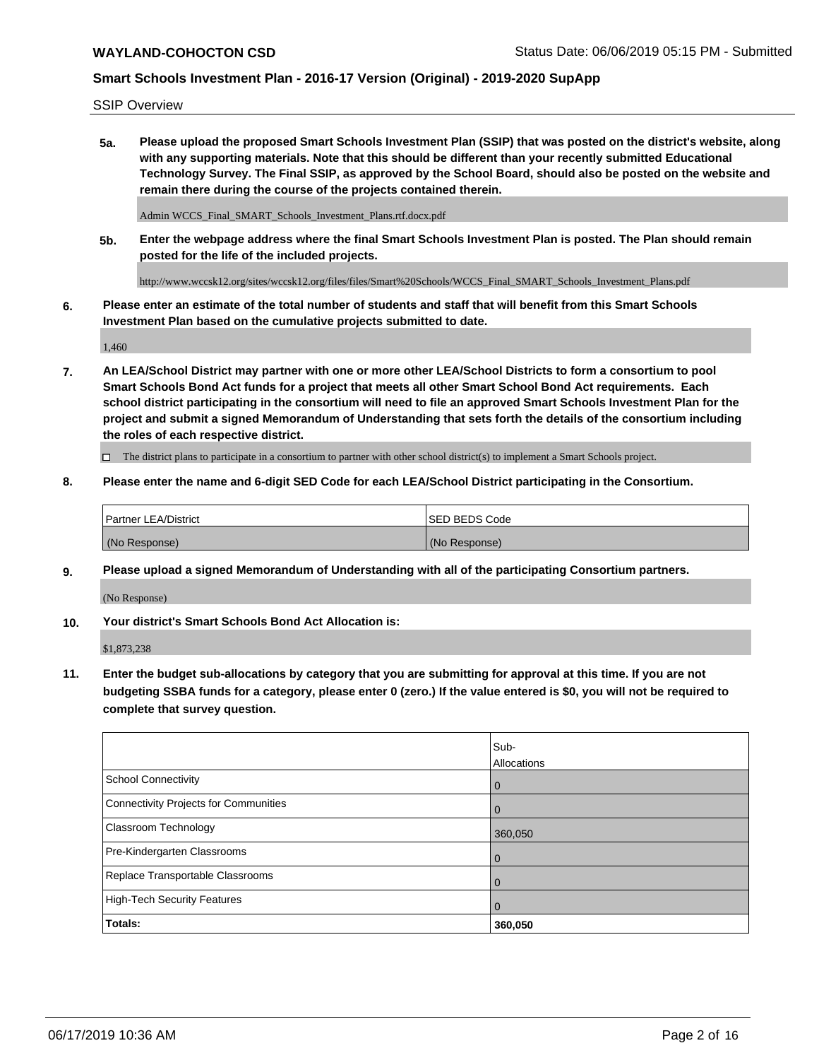SSIP Overview

**5a. Please upload the proposed Smart Schools Investment Plan (SSIP) that was posted on the district's website, along with any supporting materials. Note that this should be different than your recently submitted Educational Technology Survey. The Final SSIP, as approved by the School Board, should also be posted on the website and remain there during the course of the projects contained therein.**

Admin WCCS_Final_SMART_Schools_Investment_Plans.rtf.docx.pdf

**5b. Enter the webpage address where the final Smart Schools Investment Plan is posted. The Plan should remain posted for the life of the included projects.**

http://www.wccsk12.org/sites/wccsk12.org/files/files/Smart%20Schools/WCCS_Final_SMART_Schools_Investment_Plans.pdf

**6. Please enter an estimate of the total number of students and staff that will benefit from this Smart Schools Investment Plan based on the cumulative projects submitted to date.**

1,460

**7. An LEA/School District may partner with one or more other LEA/School Districts to form a consortium to pool Smart Schools Bond Act funds for a project that meets all other Smart School Bond Act requirements. Each school district participating in the consortium will need to file an approved Smart Schools Investment Plan for the project and submit a signed Memorandum of Understanding that sets forth the details of the consortium including the roles of each respective district.**

☐ The district plans to participate in a consortium to partner with other school district(s) to implement a Smart Schools project.

**8. Please enter the name and 6-digit SED Code for each LEA/School District participating in the Consortium.**

| Partner LEA/District | SED BEDS Code |
|---|---|
| (No Response) | (No Response) |

**9. Please upload a signed Memorandum of Understanding with all of the participating Consortium partners.**

(No Response)

**10. Your district's Smart Schools Bond Act Allocation is:**

$1,873,238

**11. Enter the budget sub-allocations by category that you are submitting for approval at this time. If you are not budgeting SSBA funds for a category, please enter 0 (zero.) If the value entered is $0, you will not be required to complete that survey question.**

| | Sub-Allocations |
|---|---|
| School Connectivity | 0 |
| Connectivity Projects for Communities | 0 |
| Classroom Technology | 360,050 |
| Pre-Kindergarten Classrooms | 0 |
| Replace Transportable Classrooms | 0 |
| High-Tech Security Features | 0 |
| **Totals:** | **360,050** |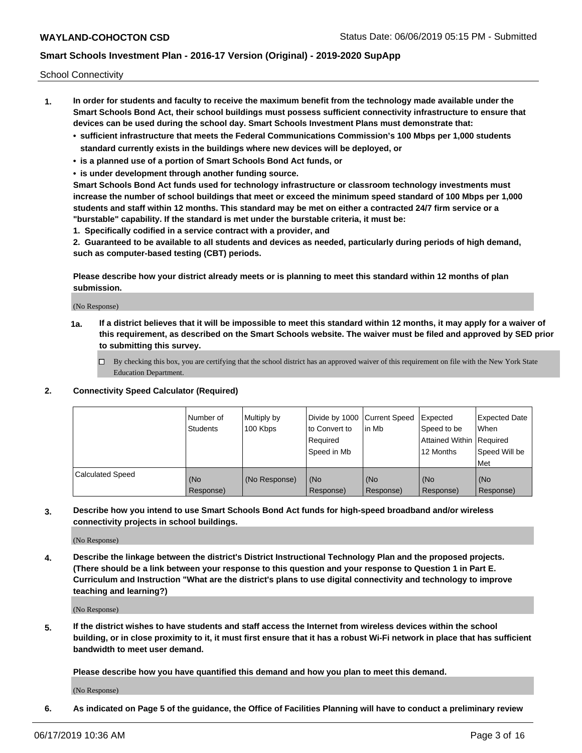School Connectivity

1. **In order for students and faculty to receive the maximum benefit from the technology made available under the Smart Schools Bond Act, their school buildings must possess sufficient connectivity infrastructure to ensure that devices can be used during the school day. Smart Schools Investment Plans must demonstrate that:**
   - **sufficient infrastructure that meets the Federal Communications Commission's 100 Mbps per 1,000 students standard currently exists in the buildings where new devices will be deployed, or**
   - **is a planned use of a portion of Smart Schools Bond Act funds, or**
   - **is under development through another funding source.**

   **Smart Schools Bond Act funds used for technology infrastructure or classroom technology investments must increase the number of school buildings that meet or exceed the minimum speed standard of 100 Mbps per 1,000 students and staff within 12 months. This standard may be met on either a contracted 24/7 firm service or a "burstable" capability. If the standard is met under the burstable criteria, it must be:**

   **1. Specifically codified in a service contract with a provider, and**

   **2. Guaranteed to be available to all students and devices as needed, particularly during periods of high demand, such as computer-based testing (CBT) periods.**

   **Please describe how your district already meets or is planning to meet this standard within 12 months of plan submission.**

   (No Response)

   **1a. If a district believes that it will be impossible to meet this standard within 12 months, it may apply for a waiver of this requirement, as described on the Smart Schools website. The waiver must be filed and approved by SED prior to submitting this survey.**

   ☐ By checking this box, you are certifying that the school district has an approved waiver of this requirement on file with the New York State Education Department.

2. **Connectivity Speed Calculator (Required)**

| | Number of Students | Multiply by 100 Kbps | Divide by 1000 to Convert to Required Speed in Mb | Current Speed in Mb | Expected Speed to be Attained Within 12 Months | Expected Date When Required Speed Will be Met |
|---|---|---|---|---|---|---|
| Calculated Speed | (No Response) | (No Response) | (No Response) | (No Response) | (No Response) | (No Response) |

3. **Describe how you intend to use Smart Schools Bond Act funds for high-speed broadband and/or wireless connectivity projects in school buildings.**

   (No Response)

4. **Describe the linkage between the district's District Instructional Technology Plan and the proposed projects. (There should be a link between your response to this question and your response to Question 1 in Part E. Curriculum and Instruction "What are the district's plans to use digital connectivity and technology to improve teaching and learning?)**

   (No Response)

5. **If the district wishes to have students and staff access the Internet from wireless devices within the school building, or in close proximity to it, it must first ensure that it has a robust Wi-Fi network in place that has sufficient bandwidth to meet user demand.**

   **Please describe how you have quantified this demand and how you plan to meet this demand.**

   (No Response)

6. **As indicated on Page 5 of the guidance, the Office of Facilities Planning will have to conduct a preliminary review**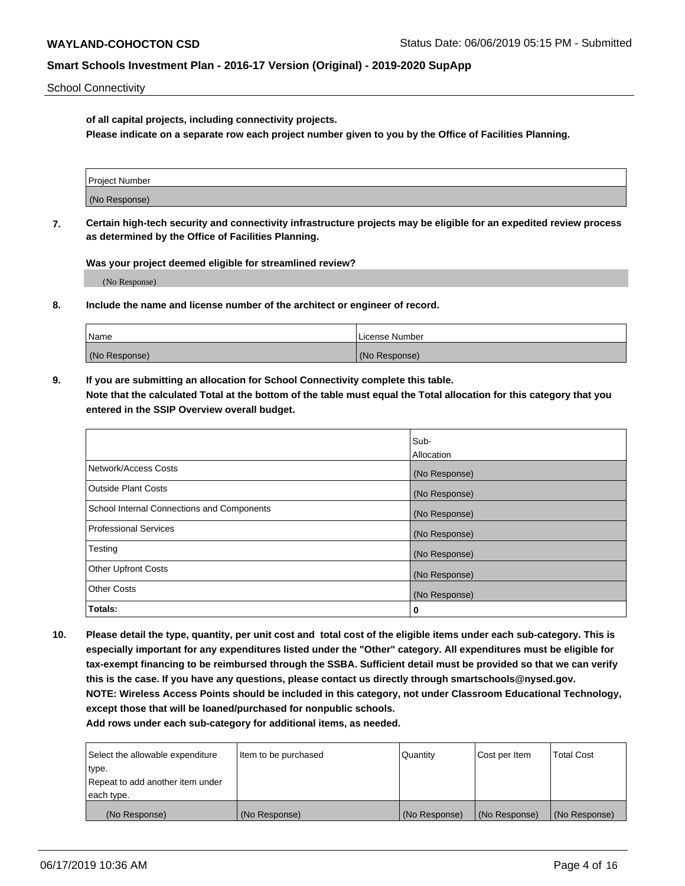**of all capital projects, including connectivity projects.**
**Please indicate on a separate row each project number given to you by the Office of Facilities Planning.**

| Project Number |
|---|
| (No Response) |

**7. Certain high-tech security and connectivity infrastructure projects may be eligible for an expedited review process as determined by the Office of Facilities Planning.**

**Was your project deemed eligible for streamlined review?**

(No Response)

**8. Include the name and license number of the architect or engineer of record.**

| Name | License Number |
|---|---|
| (No Response) | (No Response) |

**9. If you are submitting an allocation for School Connectivity complete this table.**
**Note that the calculated Total at the bottom of the table must equal the Total allocation for this category that you entered in the SSIP Overview overall budget.**

| | Sub-Allocation |
|---|---|
| Network/Access Costs | (No Response) |
| Outside Plant Costs | (No Response) |
| School Internal Connections and Components | (No Response) |
| Professional Services | (No Response) |
| Testing | (No Response) |
| Other Upfront Costs | (No Response) |
| Other Costs | (No Response) |
| **Totals:** | **0** |

**10. Please detail the type, quantity, per unit cost and total cost of the eligible items under each sub-category. This is especially important for any expenditures listed under the "Other" category. All expenditures must be eligible for tax-exempt financing to be reimbursed through the SSBA. Sufficient detail must be provided so that we can verify this is the case. If you have any questions, please contact us directly through smartschools@nysed.gov.**
**NOTE: Wireless Access Points should be included in this category, not under Classroom Educational Technology, except those that will be loaned/purchased for nonpublic schools.**
**Add rows under each sub-category for additional items, as needed.**

| Select the allowable expenditure type. Repeat to add another item under each type. | Item to be purchased | Quantity | Cost per Item | Total Cost |
|---|---|---|---|---|
| (No Response) | (No Response) | (No Response) | (No Response) | (No Response) |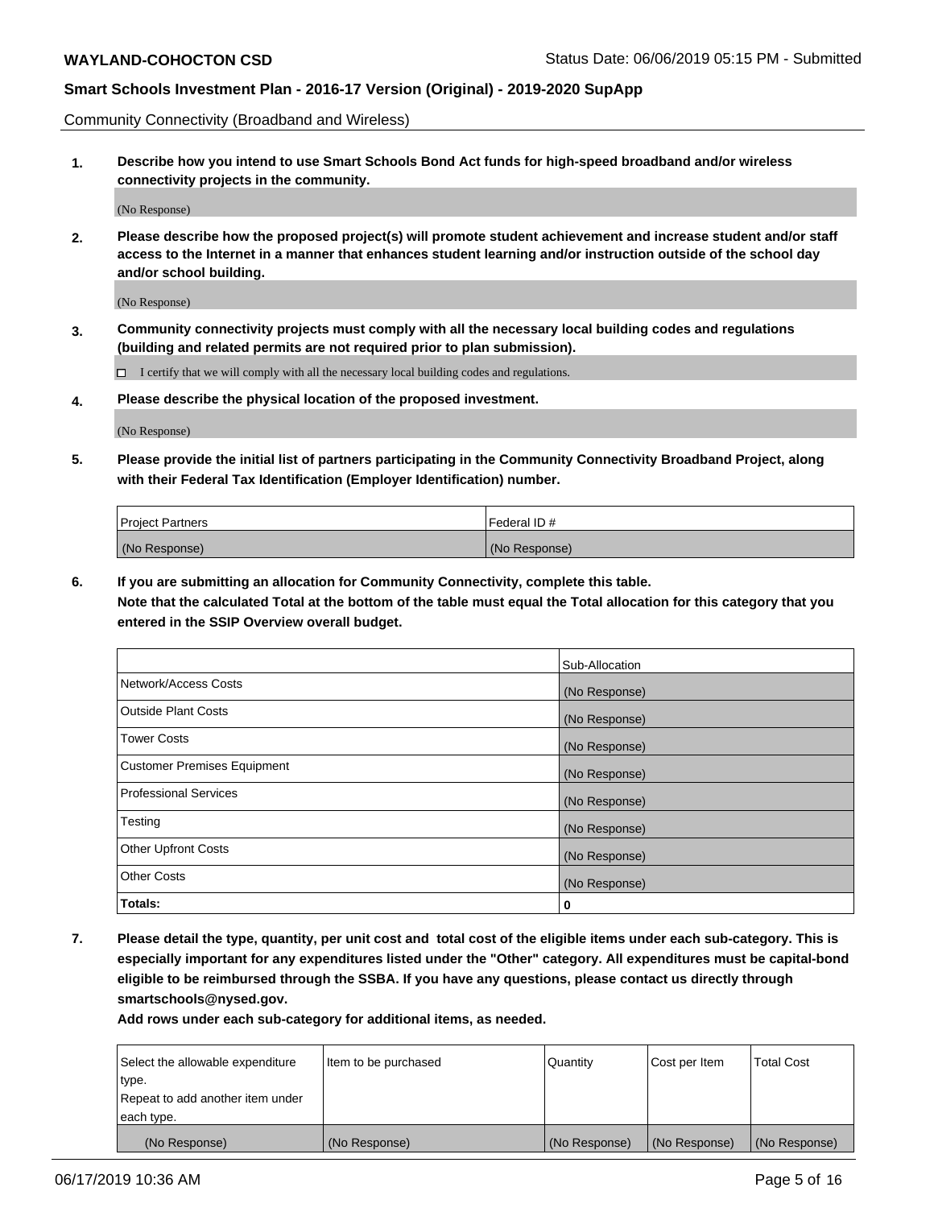Community Connectivity (Broadband and Wireless)

**1. Describe how you intend to use Smart Schools Bond Act funds for high-speed broadband and/or wireless connectivity projects in the community.**

(No Response)

**2. Please describe how the proposed project(s) will promote student achievement and increase student and/or staff access to the Internet in a manner that enhances student learning and/or instruction outside of the school day and/or school building.**

(No Response)

**3. Community connectivity projects must comply with all the necessary local building codes and regulations (building and related permits are not required prior to plan submission).**

☐ I certify that we will comply with all the necessary local building codes and regulations.

**4. Please describe the physical location of the proposed investment.**

(No Response)

**5. Please provide the initial list of partners participating in the Community Connectivity Broadband Project, along with their Federal Tax Identification (Employer Identification) number.**

| Project Partners | Federal ID # |
|---|---|
| (No Response) | (No Response) |

**6. If you are submitting an allocation for Community Connectivity, complete this table.**
**Note that the calculated Total at the bottom of the table must equal the Total allocation for this category that you entered in the SSIP Overview overall budget.**

| | Sub-Allocation |
|---|---|
| Network/Access Costs | (No Response) |
| Outside Plant Costs | (No Response) |
| Tower Costs | (No Response) |
| Customer Premises Equipment | (No Response) |
| Professional Services | (No Response) |
| Testing | (No Response) |
| Other Upfront Costs | (No Response) |
| Other Costs | (No Response) |
| **Totals:** | **0** |

**7. Please detail the type, quantity, per unit cost and total cost of the eligible items under each sub-category. This is especially important for any expenditures listed under the "Other" category. All expenditures must be capital-bond eligible to be reimbursed through the SSBA. If you have any questions, please contact us directly through smartschools@nysed.gov.**

**Add rows under each sub-category for additional items, as needed.**

| Select the allowable expenditure type. Repeat to add another item under each type. | Item to be purchased | Quantity | Cost per Item | Total Cost |
|---|---|---|---|---|
| (No Response) | (No Response) | (No Response) | (No Response) | (No Response) |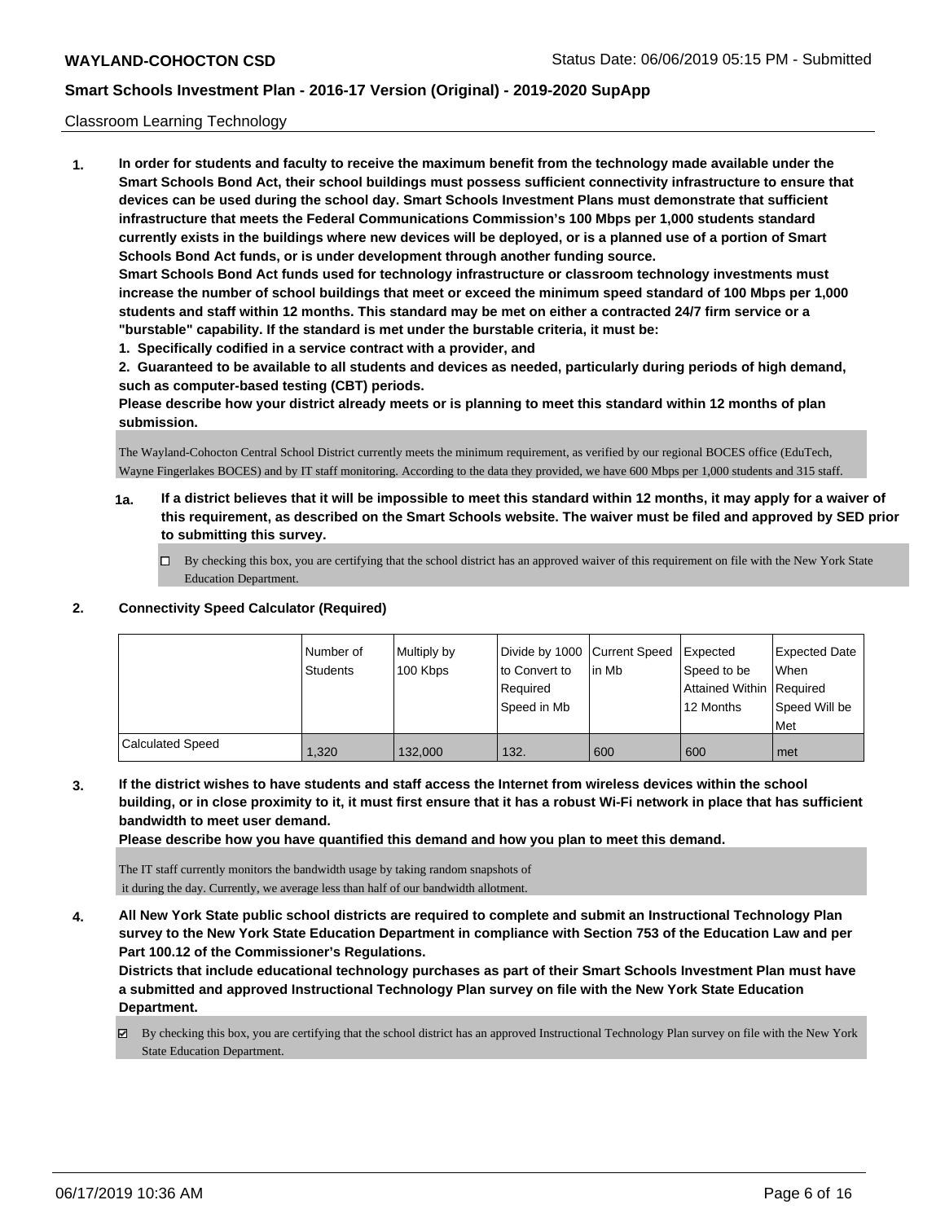Classroom Learning Technology

**1. In order for students and faculty to receive the maximum benefit from the technology made available under the Smart Schools Bond Act, their school buildings must possess sufficient connectivity infrastructure to ensure that devices can be used during the school day. Smart Schools Investment Plans must demonstrate that sufficient infrastructure that meets the Federal Communications Commission's 100 Mbps per 1,000 students standard currently exists in the buildings where new devices will be deployed, or is a planned use of a portion of Smart Schools Bond Act funds, or is under development through another funding source.**

**Smart Schools Bond Act funds used for technology infrastructure or classroom technology investments must increase the number of school buildings that meet or exceed the minimum speed standard of 100 Mbps per 1,000 students and staff within 12 months. This standard may be met on either a contracted 24/7 firm service or a "burstable" capability. If the standard is met under the burstable criteria, it must be:**

**1. Specifically codified in a service contract with a provider, and**

**2. Guaranteed to be available to all students and devices as needed, particularly during periods of high demand, such as computer-based testing (CBT) periods.**

**Please describe how your district already meets or is planning to meet this standard within 12 months of plan submission.**

The Wayland-Cohocton Central School District currently meets the minimum requirement, as verified by our regional BOCES office (EduTech, Wayne Fingerlakes BOCES) and by IT staff monitoring. According to the data they provided, we have 600 Mbps per 1,000 students and 315 staff.

**1a. If a district believes that it will be impossible to meet this standard within 12 months, it may apply for a waiver of this requirement, as described on the Smart Schools website. The waiver must be filed and approved by SED prior to submitting this survey.**

☐ By checking this box, you are certifying that the school district has an approved waiver of this requirement on file with the New York State Education Department.

**2. Connectivity Speed Calculator (Required)**

| | Number of Students | Multiply by 100 Kbps | Divide by 1000 to Convert to Required Speed in Mb | Current Speed in Mb | Expected Speed to be Attained Within 12 Months | Expected Date When Required Speed Will be Met |
|---|---|---|---|---|---|---|
| Calculated Speed | 1,320 | 132,000 | 132. | 600 | 600 | met |

**3. If the district wishes to have students and staff access the Internet from wireless devices within the school building, or in close proximity to it, it must first ensure that it has a robust Wi-Fi network in place that has sufficient bandwidth to meet user demand.**

**Please describe how you have quantified this demand and how you plan to meet this demand.**

The IT staff currently monitors the bandwidth usage by taking random snapshots of it during the day. Currently, we average less than half of our bandwidth allotment.

**4. All New York State public school districts are required to complete and submit an Instructional Technology Plan survey to the New York State Education Department in compliance with Section 753 of the Education Law and per Part 100.12 of the Commissioner's Regulations.**

**Districts that include educational technology purchases as part of their Smart Schools Investment Plan must have a submitted and approved Instructional Technology Plan survey on file with the New York State Education Department.**

☑ By checking this box, you are certifying that the school district has an approved Instructional Technology Plan survey on file with the New York State Education Department.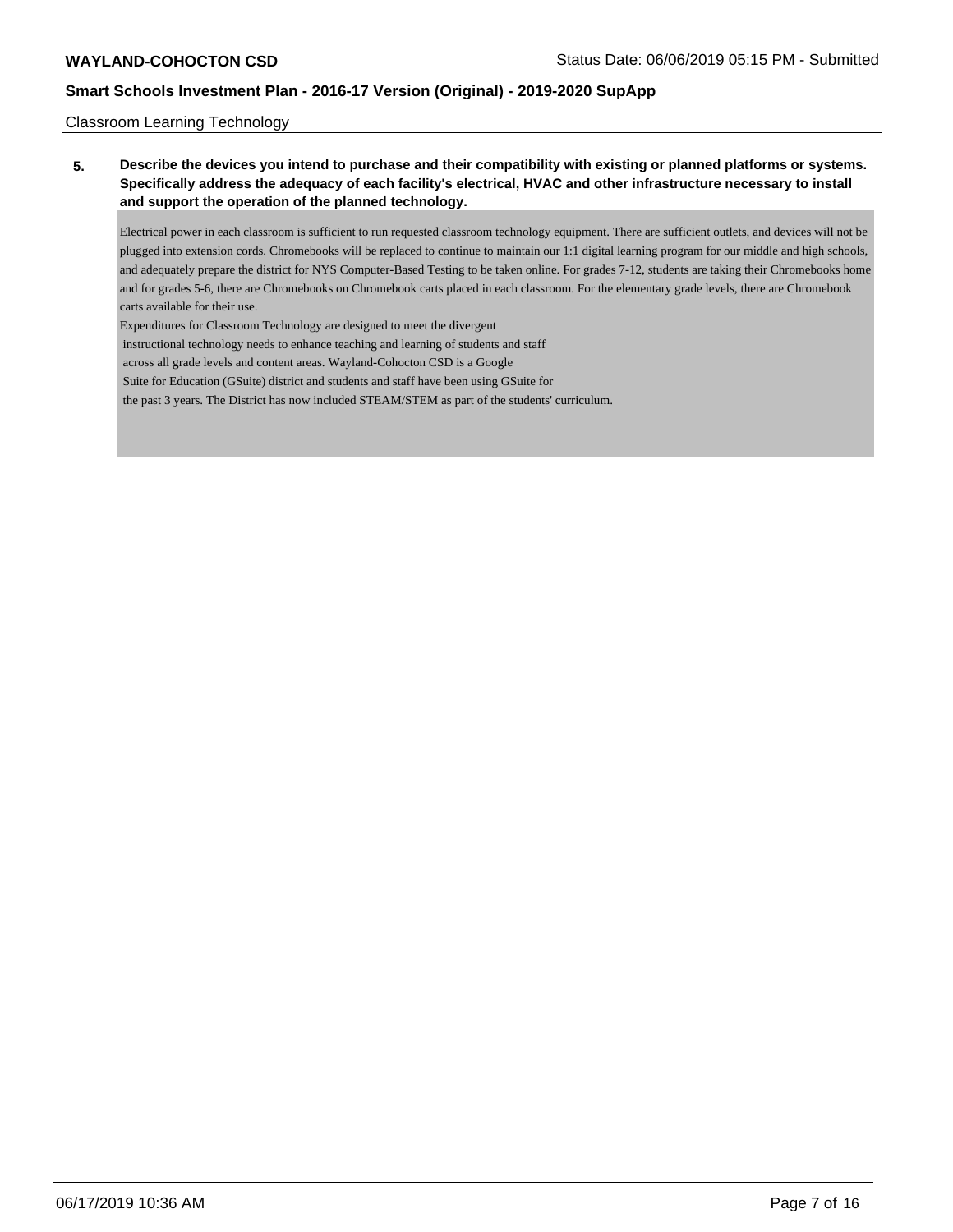Classroom Learning Technology

**5. Describe the devices you intend to purchase and their compatibility with existing or planned platforms or systems. Specifically address the adequacy of each facility's electrical, HVAC and other infrastructure necessary to install and support the operation of the planned technology.**

Electrical power in each classroom is sufficient to run requested classroom technology equipment. There are sufficient outlets, and devices will not be plugged into extension cords. Chromebooks will be replaced to continue to maintain our 1:1 digital learning program for our middle and high schools, and adequately prepare the district for NYS Computer-Based Testing to be taken online. For grades 7-12, students are taking their Chromebooks home and for grades 5-6, there are Chromebooks on Chromebook carts placed in each classroom. For the elementary grade levels, there are Chromebook carts available for their use.

Expenditures for Classroom Technology are designed to meet the divergent instructional technology needs to enhance teaching and learning of students and staff across all grade levels and content areas. Wayland-Cohocton CSD is a Google Suite for Education (GSuite) district and students and staff have been using GSuite for the past 3 years. The District has now included STEAM/STEM as part of the students' curriculum.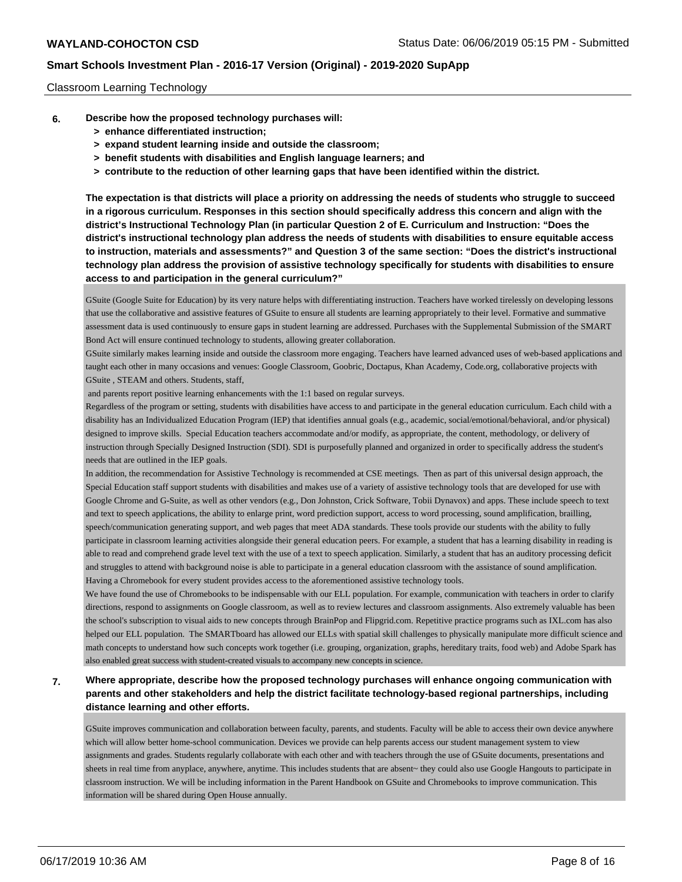Classroom Learning Technology

**6. Describe how the proposed technology purchases will:**
- **> enhance differentiated instruction;**
- **> expand student learning inside and outside the classroom;**
- **> benefit students with disabilities and English language learners; and**
- **> contribute to the reduction of other learning gaps that have been identified within the district.**

**The expectation is that districts will place a priority on addressing the needs of students who struggle to succeed in a rigorous curriculum. Responses in this section should specifically address this concern and align with the district's Instructional Technology Plan (in particular Question 2 of E. Curriculum and Instruction: "Does the district's instructional technology plan address the needs of students with disabilities to ensure equitable access to instruction, materials and assessments?" and Question 3 of the same section: "Does the district's instructional technology plan address the provision of assistive technology specifically for students with disabilities to ensure access to and participation in the general curriculum?"**

GSuite (Google Suite for Education) by its very nature helps with differentiating instruction. Teachers have worked tirelessly on developing lessons that use the collaborative and assistive features of GSuite to ensure all students are learning appropriately to their level. Formative and summative assessment data is used continuously to ensure gaps in student learning are addressed. Purchases with the Supplemental Submission of the SMART Bond Act will ensure continued technology to students, allowing greater collaboration.

GSuite similarly makes learning inside and outside the classroom more engaging. Teachers have learned advanced uses of web-based applications and taught each other in many occasions and venues: Google Classroom, Goobric, Doctapus, Khan Academy, Code.org, collaborative projects with GSuite , STEAM and others. Students, staff,

and parents report positive learning enhancements with the 1:1 based on regular surveys.

Regardless of the program or setting, students with disabilities have access to and participate in the general education curriculum. Each child with a disability has an Individualized Education Program (IEP) that identifies annual goals (e.g., academic, social/emotional/behavioral, and/or physical) designed to improve skills. Special Education teachers accommodate and/or modify, as appropriate, the content, methodology, or delivery of instruction through Specially Designed Instruction (SDI). SDI is purposefully planned and organized in order to specifically address the student's needs that are outlined in the IEP goals.

In addition, the recommendation for Assistive Technology is recommended at CSE meetings. Then as part of this universal design approach, the Special Education staff support students with disabilities and makes use of a variety of assistive technology tools that are developed for use with Google Chrome and G-Suite, as well as other vendors (e.g., Don Johnston, Crick Software, Tobii Dynavox) and apps. These include speech to text and text to speech applications, the ability to enlarge print, word prediction support, access to word processing, sound amplification, brailling, speech/communication generating support, and web pages that meet ADA standards. These tools provide our students with the ability to fully participate in classroom learning activities alongside their general education peers. For example, a student that has a learning disability in reading is able to read and comprehend grade level text with the use of a text to speech application. Similarly, a student that has an auditory processing deficit and struggles to attend with background noise is able to participate in a general education classroom with the assistance of sound amplification. Having a Chromebook for every student provides access to the aforementioned assistive technology tools.

We have found the use of Chromebooks to be indispensable with our ELL population. For example, communication with teachers in order to clarify directions, respond to assignments on Google classroom, as well as to review lectures and classroom assignments. Also extremely valuable has been the school's subscription to visual aids to new concepts through BrainPop and Flipgrid.com. Repetitive practice programs such as IXL.com has also helped our ELL population. The SMARTboard has allowed our ELLs with spatial skill challenges to physically manipulate more difficult science and math concepts to understand how such concepts work together (i.e. grouping, organization, graphs, hereditary traits, food web) and Adobe Spark has also enabled great success with student-created visuals to accompany new concepts in science.

**7. Where appropriate, describe how the proposed technology purchases will enhance ongoing communication with parents and other stakeholders and help the district facilitate technology-based regional partnerships, including distance learning and other efforts.**

GSuite improves communication and collaboration between faculty, parents, and students. Faculty will be able to access their own device anywhere which will allow better home-school communication. Devices we provide can help parents access our student management system to view assignments and grades. Students regularly collaborate with each other and with teachers through the use of GSuite documents, presentations and sheets in real time from anyplace, anywhere, anytime. This includes students that are absent~ they could also use Google Hangouts to participate in classroom instruction. We will be including information in the Parent Handbook on GSuite and Chromebooks to improve communication. This information will be shared during Open House annually.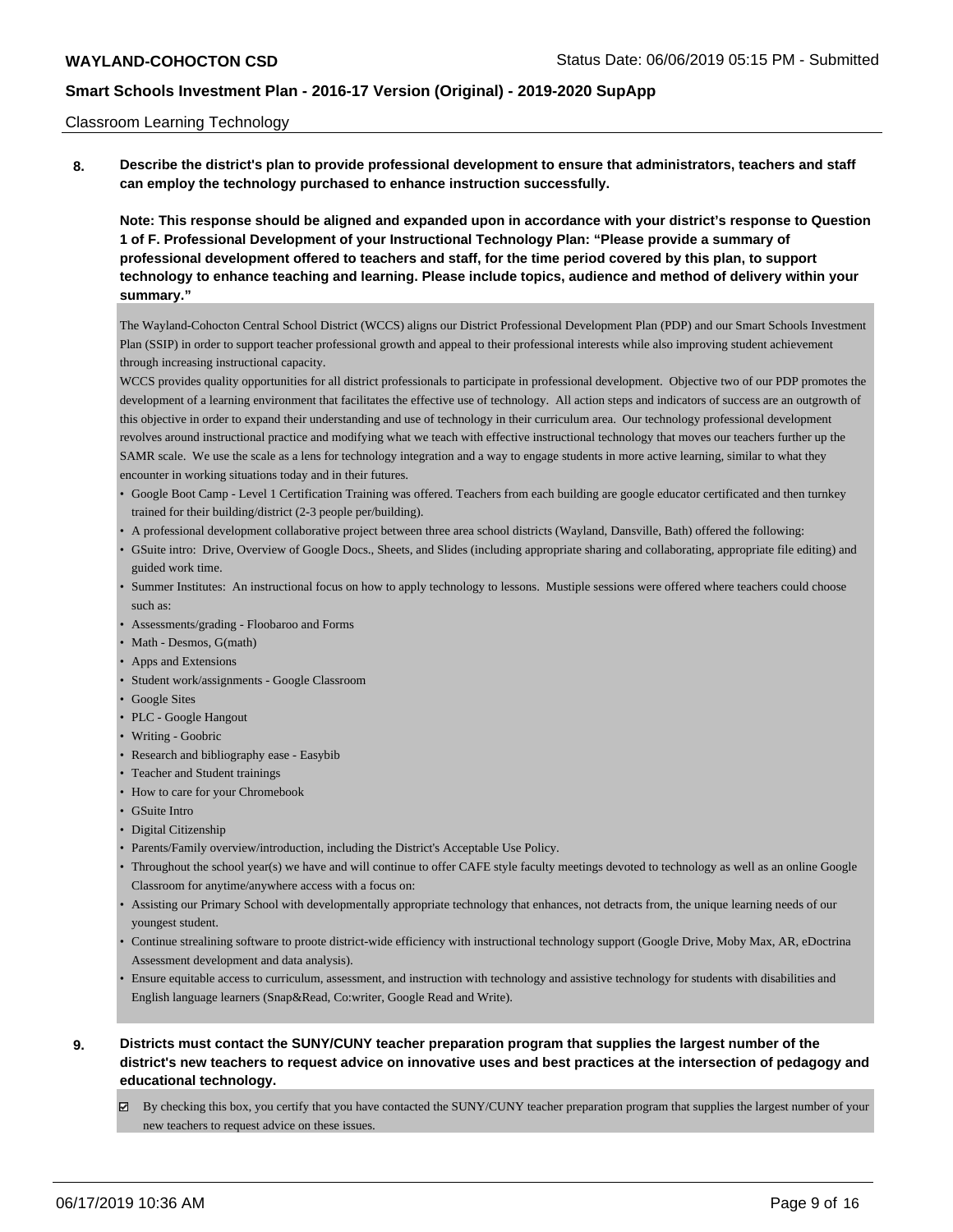Classroom Learning Technology

**8. Describe the district's plan to provide professional development to ensure that administrators, teachers and staff can employ the technology purchased to enhance instruction successfully.**

**Note: This response should be aligned and expanded upon in accordance with your district's response to Question 1 of F. Professional Development of your Instructional Technology Plan: "Please provide a summary of professional development offered to teachers and staff, for the time period covered by this plan, to support technology to enhance teaching and learning. Please include topics, audience and method of delivery within your summary."**

The Wayland-Cohocton Central School District (WCCS) aligns our District Professional Development Plan (PDP) and our Smart Schools Investment Plan (SSIP) in order to support teacher professional growth and appeal to their professional interests while also improving student achievement through increasing instructional capacity.

WCCS provides quality opportunities for all district professionals to participate in professional development. Objective two of our PDP promotes the development of a learning environment that facilitates the effective use of technology. All action steps and indicators of success are an outgrowth of this objective in order to expand their understanding and use of technology in their curriculum area. Our technology professional development revolves around instructional practice and modifying what we teach with effective instructional technology that moves our teachers further up the SAMR scale. We use the scale as a lens for technology integration and a way to engage students in more active learning, similar to what they encounter in working situations today and in their futures.

- Google Boot Camp - Level 1 Certification Training was offered. Teachers from each building are google educator certificated and then turnkey trained for their building/district (2-3 people per/building).
- A professional development collaborative project between three area school districts (Wayland, Dansville, Bath) offered the following:
- GSuite intro: Drive, Overview of Google Docs., Sheets, and Slides (including appropriate sharing and collaborating, appropriate file editing) and guided work time.
- Summer Institutes: An instructional focus on how to apply technology to lessons. Mustiple sessions were offered where teachers could choose such as:
- Assessments/grading - Floobaroo and Forms
- Math - Desmos, G(math)
- Apps and Extensions
- Student work/assignments - Google Classroom
- Google Sites
- PLC - Google Hangout
- Writing - Goobric
- Research and bibliography ease - Easybib
- Teacher and Student trainings
- How to care for your Chromebook
- GSuite Intro
- Digital Citizenship
- Parents/Family overview/introduction, including the District's Acceptable Use Policy.
- Throughout the school year(s) we have and will continue to offer CAFE style faculty meetings devoted to technology as well as an online Google Classroom for anytime/anywhere access with a focus on:
- Assisting our Primary School with developmentally appropriate technology that enhances, not detracts from, the unique learning needs of our youngest student.
- Continue strealining software to proote district-wide efficiency with instructional technology support (Google Drive, Moby Max, AR, eDoctrina Assessment development and data analysis).
- Ensure equitable access to curriculum, assessment, and instruction with technology and assistive technology for students with disabilities and English language learners (Snap&Read, Co:writer, Google Read and Write).

**9. Districts must contact the SUNY/CUNY teacher preparation program that supplies the largest number of the district's new teachers to request advice on innovative uses and best practices at the intersection of pedagogy and educational technology.**

☑ By checking this box, you certify that you have contacted the SUNY/CUNY teacher preparation program that supplies the largest number of your new teachers to request advice on these issues.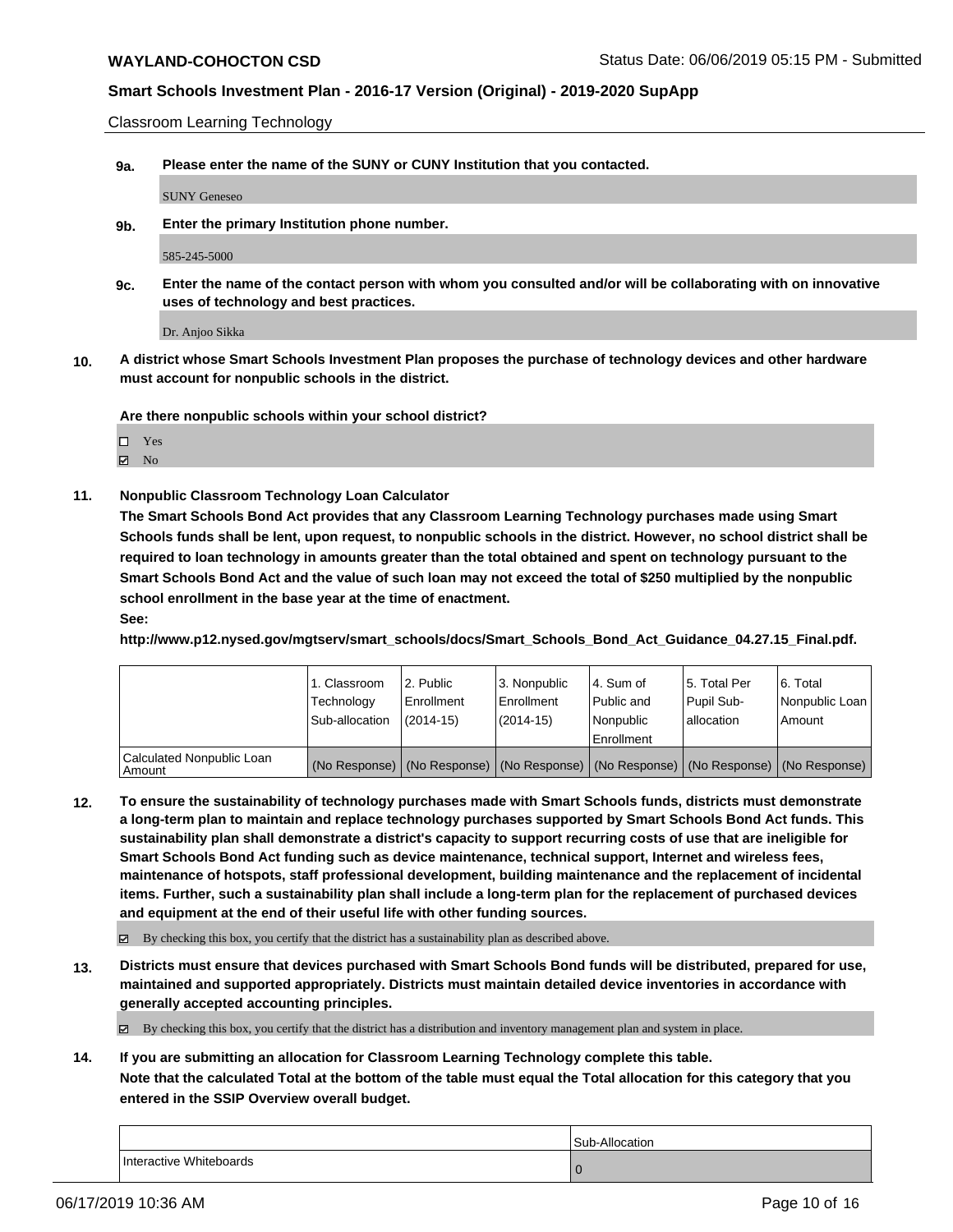Classroom Learning Technology

**9a. Please enter the name of the SUNY or CUNY Institution that you contacted.**

SUNY Geneseo

**9b. Enter the primary Institution phone number.**

585-245-5000

**9c. Enter the name of the contact person with whom you consulted and/or will be collaborating with on innovative uses of technology and best practices.**

Dr. Anjoo Sikka

**10. A district whose Smart Schools Investment Plan proposes the purchase of technology devices and other hardware must account for nonpublic schools in the district.**

**Are there nonpublic schools within your school district?**

☐ Yes
☑ No

**11. Nonpublic Classroom Technology Loan Calculator**

**The Smart Schools Bond Act provides that any Classroom Learning Technology purchases made using Smart Schools funds shall be lent, upon request, to nonpublic schools in the district. However, no school district shall be required to loan technology in amounts greater than the total obtained and spent on technology pursuant to the Smart Schools Bond Act and the value of such loan may not exceed the total of $250 multiplied by the nonpublic school enrollment in the base year at the time of enactment.**

**See:**

**http://www.p12.nysed.gov/mgtserv/smart_schools/docs/Smart_Schools_Bond_Act_Guidance_04.27.15_Final.pdf.**

| | 1. Classroom Technology Sub-allocation | 2. Public Enrollment (2014-15) | 3. Nonpublic Enrollment (2014-15) | 4. Sum of Public and Nonpublic Enrollment | 5. Total Per Pupil Sub-allocation | 6. Total Nonpublic Loan Amount |
|---|---|---|---|---|---|---|
| Calculated Nonpublic Loan Amount | (No Response) | (No Response) | (No Response) | (No Response) | (No Response) | (No Response) |

**12. To ensure the sustainability of technology purchases made with Smart Schools funds, districts must demonstrate a long-term plan to maintain and replace technology purchases supported by Smart Schools Bond Act funds. This sustainability plan shall demonstrate a district's capacity to support recurring costs of use that are ineligible for Smart Schools Bond Act funding such as device maintenance, technical support, Internet and wireless fees, maintenance of hotspots, staff professional development, building maintenance and the replacement of incidental items. Further, such a sustainability plan shall include a long-term plan for the replacement of purchased devices and equipment at the end of their useful life with other funding sources.**

☑ By checking this box, you certify that the district has a sustainability plan as described above.

**13. Districts must ensure that devices purchased with Smart Schools Bond funds will be distributed, prepared for use, maintained and supported appropriately. Districts must maintain detailed device inventories in accordance with generally accepted accounting principles.**

☑ By checking this box, you certify that the district has a distribution and inventory management plan and system in place.

**14. If you are submitting an allocation for Classroom Learning Technology complete this table.**
**Note that the calculated Total at the bottom of the table must equal the Total allocation for this category that you entered in the SSIP Overview overall budget.**

| | Sub-Allocation |
|---|---|
| Interactive Whiteboards | 0 |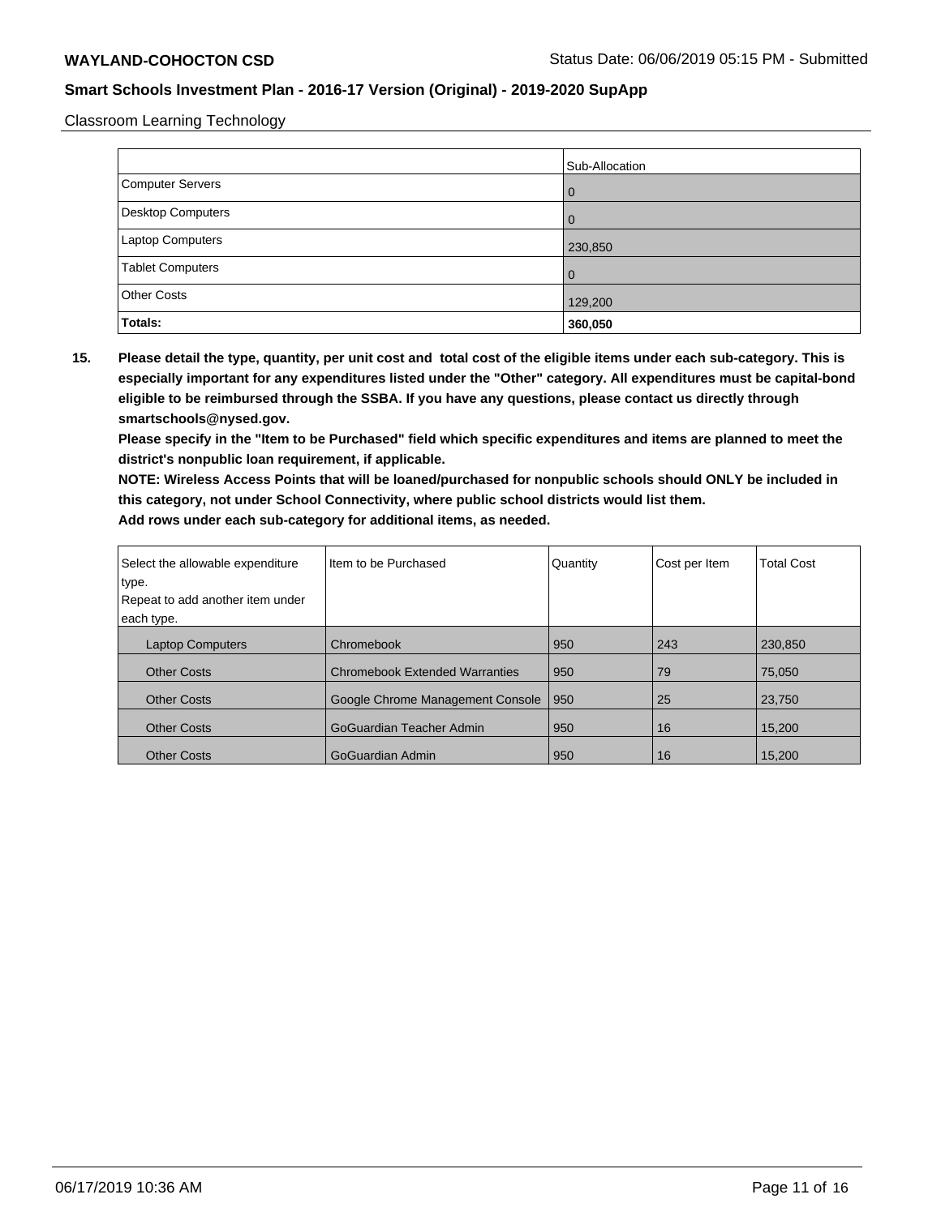Classroom Learning Technology

| | Sub-Allocation |
|---|---|
| Computer Servers | 0 |
| Desktop Computers | 0 |
| Laptop Computers | 230,850 |
| Tablet Computers | 0 |
| Other Costs | 129,200 |
| **Totals:** | **360,050** |

**15. Please detail the type, quantity, per unit cost and total cost of the eligible items under each sub-category. This is especially important for any expenditures listed under the "Other" category. All expenditures must be capital-bond eligible to be reimbursed through the SSBA. If you have any questions, please contact us directly through smartschools@nysed.gov.**

**Please specify in the "Item to be Purchased" field which specific expenditures and items are planned to meet the district's nonpublic loan requirement, if applicable.**

**NOTE: Wireless Access Points that will be loaned/purchased for nonpublic schools should ONLY be included in this category, not under School Connectivity, where public school districts would list them.**

**Add rows under each sub-category for additional items, as needed.**

| Select the allowable expenditure type. Repeat to add another item under each type. | Item to be Purchased | Quantity | Cost per Item | Total Cost |
|---|---|---|---|---|
| Laptop Computers | Chromebook | 950 | 243 | 230,850 |
| Other Costs | Chromebook Extended Warranties | 950 | 79 | 75,050 |
| Other Costs | Google Chrome Management Console | 950 | 25 | 23,750 |
| Other Costs | GoGuardian Teacher Admin | 950 | 16 | 15,200 |
| Other Costs | GoGuardian Admin | 950 | 16 | 15,200 |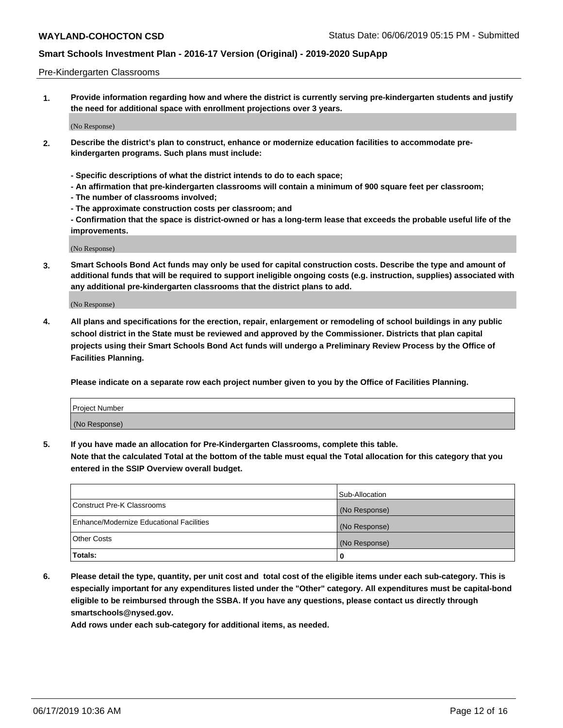Pre-Kindergarten Classrooms

1. **Provide information regarding how and where the district is currently serving pre-kindergarten students and justify the need for additional space with enrollment projections over 3 years.**

(No Response)

2. **Describe the district's plan to construct, enhance or modernize education facilities to accommodate pre-kindergarten programs. Such plans must include:**

   **- Specific descriptions of what the district intends to do to each space;**
   **- An affirmation that pre-kindergarten classrooms will contain a minimum of 900 square feet per classroom;**
   **- The number of classrooms involved;**
   **- The approximate construction costs per classroom; and**
   **- Confirmation that the space is district-owned or has a long-term lease that exceeds the probable useful life of the improvements.**

(No Response)

3. **Smart Schools Bond Act funds may only be used for capital construction costs. Describe the type and amount of additional funds that will be required to support ineligible ongoing costs (e.g. instruction, supplies) associated with any additional pre-kindergarten classrooms that the district plans to add.**

(No Response)

4. **All plans and specifications for the erection, repair, enlargement or remodeling of school buildings in any public school district in the State must be reviewed and approved by the Commissioner. Districts that plan capital projects using their Smart Schools Bond Act funds will undergo a Preliminary Review Process by the Office of Facilities Planning.**

   **Please indicate on a separate row each project number given to you by the Office of Facilities Planning.**

| Project Number |
|---|
| (No Response) |

5. **If you have made an allocation for Pre-Kindergarten Classrooms, complete this table.**
   **Note that the calculated Total at the bottom of the table must equal the Total allocation for this category that you entered in the SSIP Overview overall budget.**

| | Sub-Allocation |
|---|---|
| Construct Pre-K Classrooms | (No Response) |
| Enhance/Modernize Educational Facilities | (No Response) |
| Other Costs | (No Response) |
| **Totals:** | **0** |

6. **Please detail the type, quantity, per unit cost and total cost of the eligible items under each sub-category. This is especially important for any expenditures listed under the "Other" category. All expenditures must be capital-bond eligible to be reimbursed through the SSBA. If you have any questions, please contact us directly through smartschools@nysed.gov.**
   **Add rows under each sub-category for additional items, as needed.**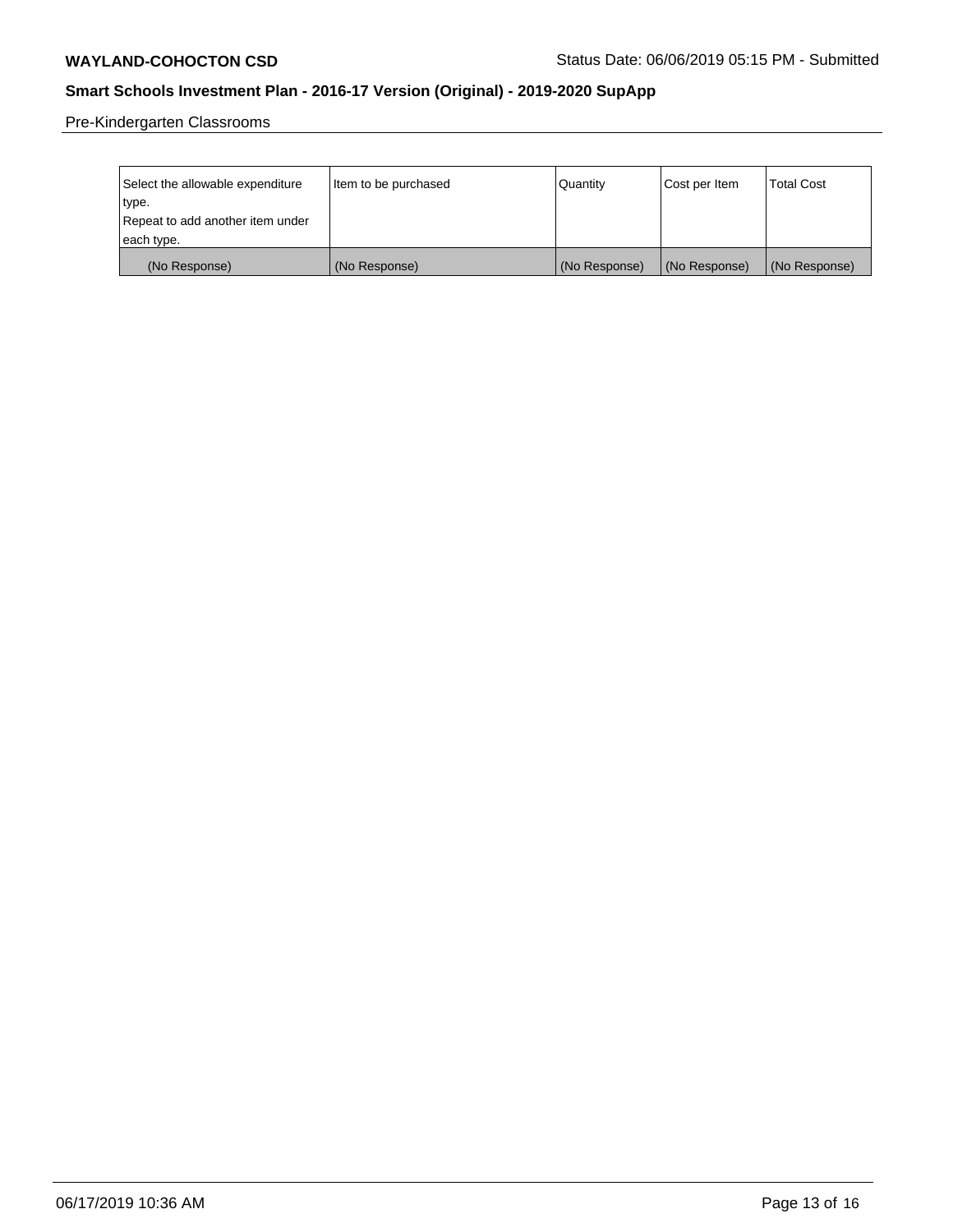Pre-Kindergarten Classrooms

| Select the allowable expenditure type. Repeat to add another item under each type. | Item to be purchased | Quantity | Cost per Item | Total Cost |
|---|---|---|---|---|
| (No Response) | (No Response) | (No Response) | (No Response) | (No Response) |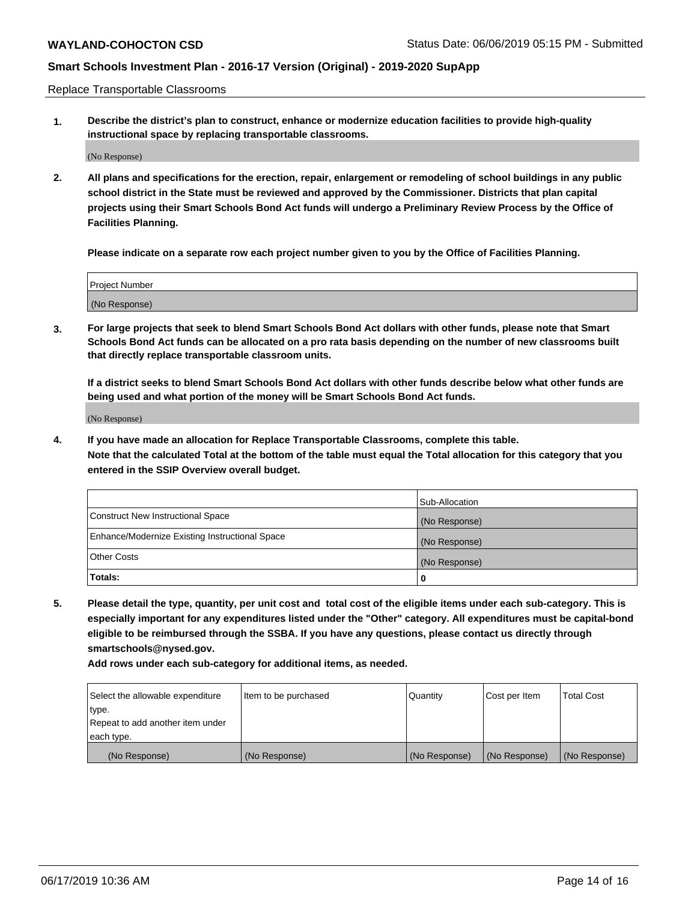Replace Transportable Classrooms

1. **Describe the district's plan to construct, enhance or modernize education facilities to provide high-quality instructional space by replacing transportable classrooms.**

(No Response)

2. **All plans and specifications for the erection, repair, enlargement or remodeling of school buildings in any public school district in the State must be reviewed and approved by the Commissioner. Districts that plan capital projects using their Smart Schools Bond Act funds will undergo a Preliminary Review Process by the Office of Facilities Planning.**

**Please indicate on a separate row each project number given to you by the Office of Facilities Planning.**

| Project Number |
|---|
| (No Response) |

3. **For large projects that seek to blend Smart Schools Bond Act dollars with other funds, please note that Smart Schools Bond Act funds can be allocated on a pro rata basis depending on the number of new classrooms built that directly replace transportable classroom units.**

**If a district seeks to blend Smart Schools Bond Act dollars with other funds describe below what other funds are being used and what portion of the money will be Smart Schools Bond Act funds.**

(No Response)

4. **If you have made an allocation for Replace Transportable Classrooms, complete this table. Note that the calculated Total at the bottom of the table must equal the Total allocation for this category that you entered in the SSIP Overview overall budget.**

| | Sub-Allocation |
|---|---|
| Construct New Instructional Space | (No Response) |
| Enhance/Modernize Existing Instructional Space | (No Response) |
| Other Costs | (No Response) |
| **Totals:** | **0** |

5. **Please detail the type, quantity, per unit cost and total cost of the eligible items under each sub-category. This is especially important for any expenditures listed under the "Other" category. All expenditures must be capital-bond eligible to be reimbursed through the SSBA. If you have any questions, please contact us directly through smartschools@nysed.gov.**

**Add rows under each sub-category for additional items, as needed.**

| Select the allowable expenditure type. Repeat to add another item under each type. | Item to be purchased | Quantity | Cost per Item | Total Cost |
|---|---|---|---|---|
| (No Response) | (No Response) | (No Response) | (No Response) | (No Response) |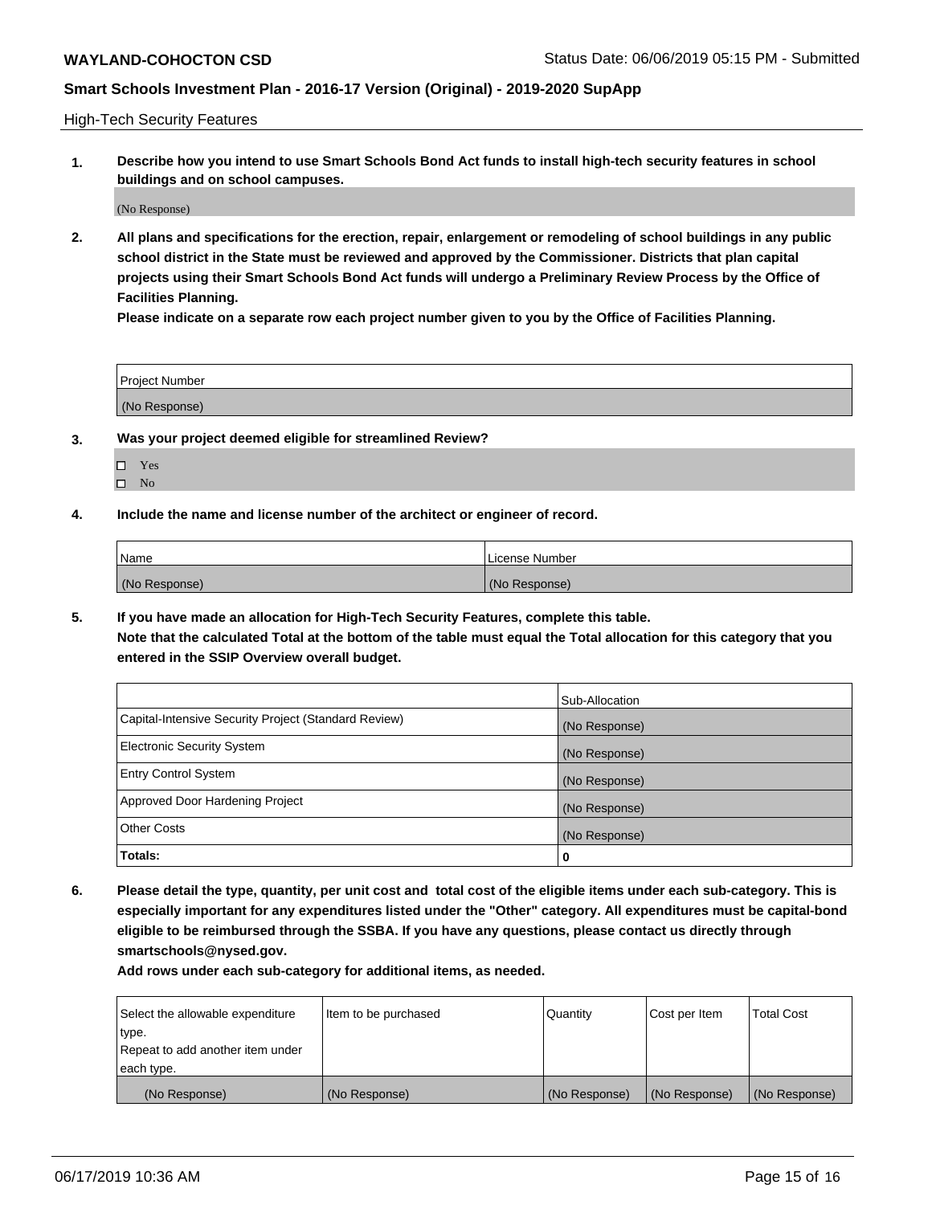High-Tech Security Features

**1. Describe how you intend to use Smart Schools Bond Act funds to install high-tech security features in school buildings and on school campuses.**

(No Response)

**2. All plans and specifications for the erection, repair, enlargement or remodeling of school buildings in any public school district in the State must be reviewed and approved by the Commissioner. Districts that plan capital projects using their Smart Schools Bond Act funds will undergo a Preliminary Review Process by the Office of Facilities Planning.**

**Please indicate on a separate row each project number given to you by the Office of Facilities Planning.**

| Project Number |
| --- |
| (No Response) |

**3. Was your project deemed eligible for streamlined Review?**

- ☐ Yes
- ☐ No

**4. Include the name and license number of the architect or engineer of record.**

| Name | License Number |
| --- | --- |
| (No Response) | (No Response) |

**5. If you have made an allocation for High-Tech Security Features, complete this table.**
**Note that the calculated Total at the bottom of the table must equal the Total allocation for this category that you entered in the SSIP Overview overall budget.**

| | Sub-Allocation |
| --- | --- |
| Capital-Intensive Security Project (Standard Review) | (No Response) |
| Electronic Security System | (No Response) |
| Entry Control System | (No Response) |
| Approved Door Hardening Project | (No Response) |
| Other Costs | (No Response) |
| **Totals:** | **0** |

**6. Please detail the type, quantity, per unit cost and total cost of the eligible items under each sub-category. This is especially important for any expenditures listed under the "Other" category. All expenditures must be capital-bond eligible to be reimbursed through the SSBA. If you have any questions, please contact us directly through smartschools@nysed.gov.**

**Add rows under each sub-category for additional items, as needed.**

| Select the allowable expenditure type. Repeat to add another item under each type. | Item to be purchased | Quantity | Cost per Item | Total Cost |
| --- | --- | --- | --- | --- |
| (No Response) | (No Response) | (No Response) | (No Response) | (No Response) |